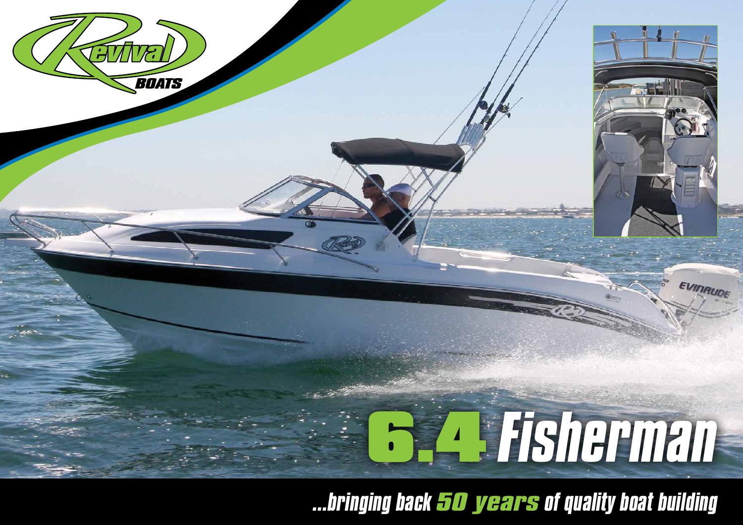Revival BOATS

# 6.4 Fisherman

*...bringing back **50 years** of quality boat building*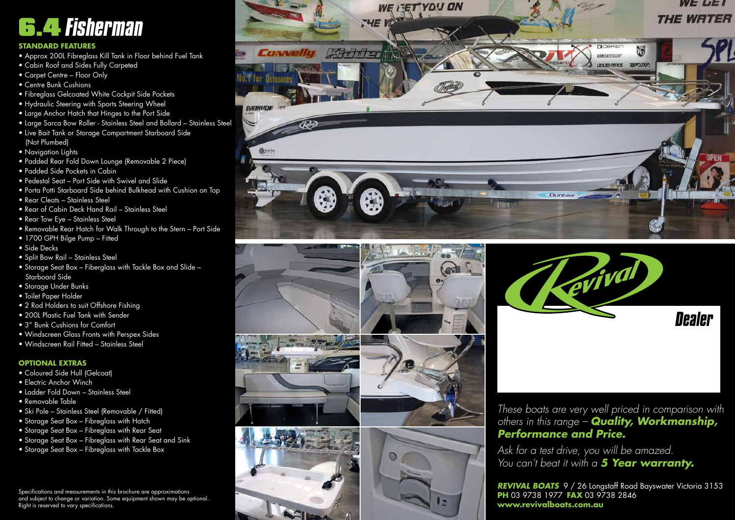# 6.4 Fisherman

### STANDARD FEATURES

- Approx 200L Fibreglass Kill Tank in Floor behind Fuel Tank
- Cabin Roof and Sides Fully Carpeted
- Carpet Centre – Floor Only
- Centre Bunk Cushions
- Fibreglass Gelcoated White Cockpit Side Pockets
- Hydraulic Steering with Sports Steering Wheel
- Large Anchor Hatch that Hinges to the Port Side
- Large Sarca Bow Roller - Stainless Steel and Bollard – Stainless Steel
- Live Bait Tank or Storage Compartment Starboard Side (Not Plumbed)
- Navigation Lights
- Padded Rear Fold Down Lounge (Removable 2 Piece)
- Padded Side Pockets in Cabin
- Pedestal Seat – Port Side with Swivel and Slide
- Porta Potti Starboard Side behind Bulkhead with Cushion on Top
- Rear Cleats – Stainless Steel
- Rear of Cabin Deck Hand Rail – Stainless Steel
- Rear Tow Eye – Stainless Steel
- Removable Rear Hatch for Walk Through to the Stern – Port Side
- 1700 GPH Bilge Pump – Fitted
- Side Decks
- Split Bow Rail – Stainless Steel
- Storage Seat Box – Fiberglass with Tackle Box and Slide – Starboard Side
- Storage Under Bunks
- Toilet Paper Holder
- 2 Rod Holders to suit Offshore Fishing
- 200L Plastic Fuel Tank with Sender
- 3" Bunk Cushions for Comfort
- Windscreen Glass Fronts with Perspex Sides
- Windscreen Rail Fitted – Stainless Steel

### OPTIONAL EXTRAS

- Coloured Side Hull (Gelcoat)
- Electric Anchor Winch
- Ladder Fold Down – Stainless Steel
- Removable Table
- Ski Pole – Stainless Steel (Removable / Fitted)
- Storage Seat Box – Fibreglass with Hatch
- Storage Seat Box – Fibreglass with Rear Seat
- Storage Seat Box – Fibreglass with Rear Seat and Sink
- Storage Seat Box – Fibreglass with Tackle Box

Specifications and measurements in this brochure are approximations and subject to change or variation. Some equipment shown may be optional. Right is reserved to vary specifications.

Revival

Dealer

*These boats are very well priced in comparison with others in this range – **Quality, Workmanship, Performance and Price.***

*Ask for a test drive, you will be amazed. You can't beat it with a **5 Year warranty.***

***REVIVAL BOATS*** 9 / 26 Longstaff Road Bayswater Victoria 3153
**PH** 03 9738 1977 **FAX** 03 9738 2846
**www.revivalboats.com.au**